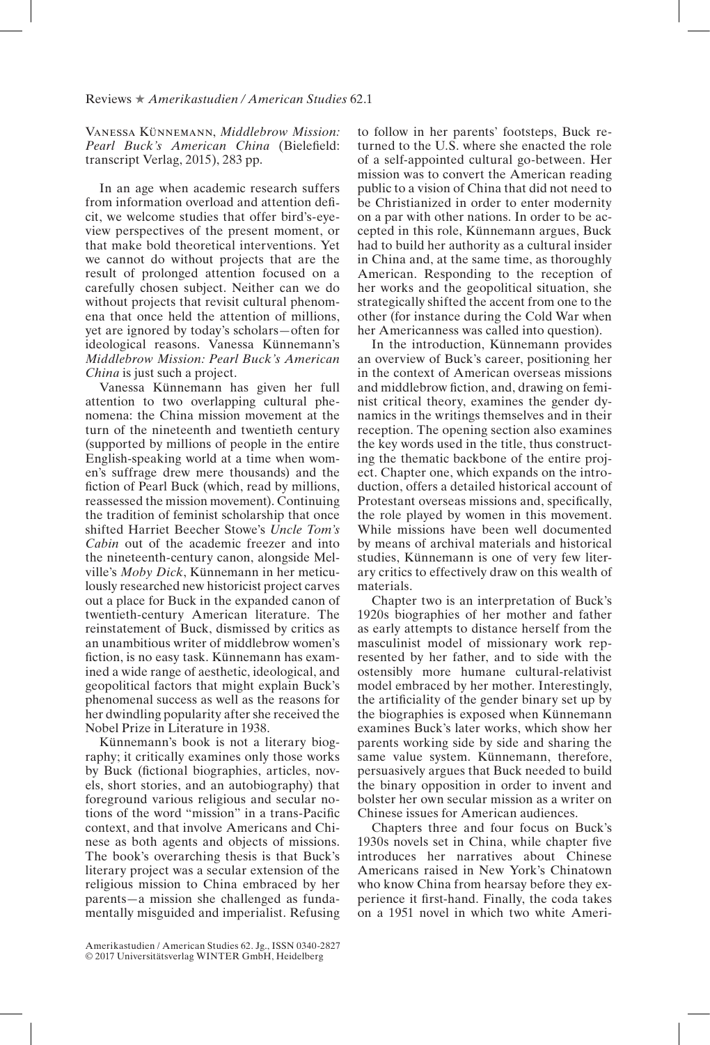Vanessa Künnemann, *Middlebrow Mission: Pearl Buck's American China* (Bielefeld: transcript Verlag, 2015), 283 pp.

In an age when academic research suffers from information overload and attention deficit, we welcome studies that offer bird's-eye-view perspectives of the present moment, or that make bold theoretical interventions. Yet we cannot do without projects that are the result of prolonged attention focused on a carefully chosen subject. Neither can we do without projects that revisit cultural phenomena that once held the attention of millions, yet are ignored by today's scholars—often for ideological reasons. Vanessa Künnemann's *Middlebrow Mission: Pearl Buck's American China* is just such a project.

Vanessa Künnemann has given her full attention to two overlapping cultural phenomena: the China mission movement at the turn of the nineteenth and twentieth century (supported by millions of people in the entire English-speaking world at a time when women's suffrage drew mere thousands) and the fiction of Pearl Buck (which, read by millions, reassessed the mission movement). Continuing the tradition of feminist scholarship that once shifted Harriet Beecher Stowe's *Uncle Tom's Cabin* out of the academic freezer and into the nineteenth-century canon, alongside Melville's *Moby Dick*, Künnemann in her meticulously researched new historicist project carves out a place for Buck in the expanded canon of twentieth-century American literature. The reinstatement of Buck, dismissed by critics as an unambitious writer of middlebrow women's fiction, is no easy task. Künnemann has examined a wide range of aesthetic, ideological, and geopolitical factors that might explain Buck's phenomenal success as well as the reasons for her dwindling popularity after she received the Nobel Prize in Literature in 1938.

Künnemann's book is not a literary biography; it critically examines only those works by Buck (fictional biographies, articles, novels, short stories, and an autobiography) that foreground various religious and secular notions of the word "mission" in a trans-Pacific context, and that involve Americans and Chinese as both agents and objects of missions. The book's overarching thesis is that Buck's literary project was a secular extension of the religious mission to China embraced by her parents—a mission she challenged as fundamentally misguided and imperialist. Refusing to follow in her parents' footsteps, Buck returned to the U.S. where she enacted the role of a self-appointed cultural go-between. Her mission was to convert the American reading public to a vision of China that did not need to be Christianized in order to enter modernity on a par with other nations. In order to be accepted in this role, Künnemann argues, Buck had to build her authority as a cultural insider in China and, at the same time, as thoroughly American. Responding to the reception of her works and the geopolitical situation, she strategically shifted the accent from one to the other (for instance during the Cold War when her Americanness was called into question).

In the introduction, Künnemann provides an overview of Buck's career, positioning her in the context of American overseas missions and middlebrow fiction, and, drawing on feminist critical theory, examines the gender dynamics in the writings themselves and in their reception. The opening section also examines the key words used in the title, thus constructing the thematic backbone of the entire project. Chapter one, which expands on the introduction, offers a detailed historical account of Protestant overseas missions and, specifically, the role played by women in this movement. While missions have been well documented by means of archival materials and historical studies, Künnemann is one of very few literary critics to effectively draw on this wealth of materials.

Chapter two is an interpretation of Buck's 1920s biographies of her mother and father as early attempts to distance herself from the masculinist model of missionary work represented by her father, and to side with the ostensibly more humane cultural-relativist model embraced by her mother. Interestingly, the artificiality of the gender binary set up by the biographies is exposed when Künnemann examines Buck's later works, which show her parents working side by side and sharing the same value system. Künnemann, therefore, persuasively argues that Buck needed to build the binary opposition in order to invent and bolster her own secular mission as a writer on Chinese issues for American audiences.

Chapters three and four focus on Buck's 1930s novels set in China, while chapter five introduces her narratives about Chinese Americans raised in New York's Chinatown who know China from hearsay before they experience it first-hand. Finally, the coda takes on a 1951 novel in which two white Ameri-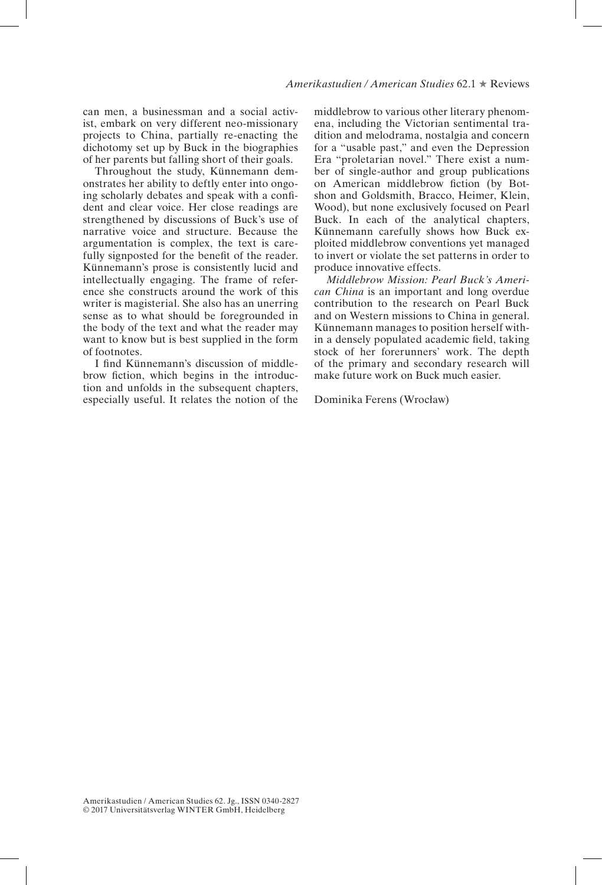can men, a businessman and a social activist, embark on very different neo-missionary projects to China, partially re-enacting the dichotomy set up by Buck in the biographies of her parents but falling short of their goals.

Throughout the study, Künnemann demonstrates her ability to deftly enter into ongoing scholarly debates and speak with a confident and clear voice. Her close readings are strengthened by discussions of Buck's use of narrative voice and structure. Because the argumentation is complex, the text is carefully signposted for the benefit of the reader. Künnemann's prose is consistently lucid and intellectually engaging. The frame of reference she constructs around the work of this writer is magisterial. She also has an unerring sense as to what should be foregrounded in the body of the text and what the reader may want to know but is best supplied in the form of footnotes.

I find Künnemann's discussion of middlebrow fiction, which begins in the introduction and unfolds in the subsequent chapters, especially useful. It relates the notion of the middlebrow to various other literary phenomena, including the Victorian sentimental tradition and melodrama, nostalgia and concern for a "usable past," and even the Depression Era "proletarian novel." There exist a number of single-author and group publications on American middlebrow fiction (by Botshon and Goldsmith, Bracco, Heimer, Klein, Wood), but none exclusively focused on Pearl Buck. In each of the analytical chapters, Künnemann carefully shows how Buck exploited middlebrow conventions yet managed to invert or violate the set patterns in order to produce innovative effects.

*Middlebrow Mission: Pearl Buck's American China* is an important and long overdue contribution to the research on Pearl Buck and on Western missions to China in general. Künnemann manages to position herself within a densely populated academic field, taking stock of her forerunners' work. The depth of the primary and secondary research will make future work on Buck much easier.

Dominika Ferens (Wrocław)